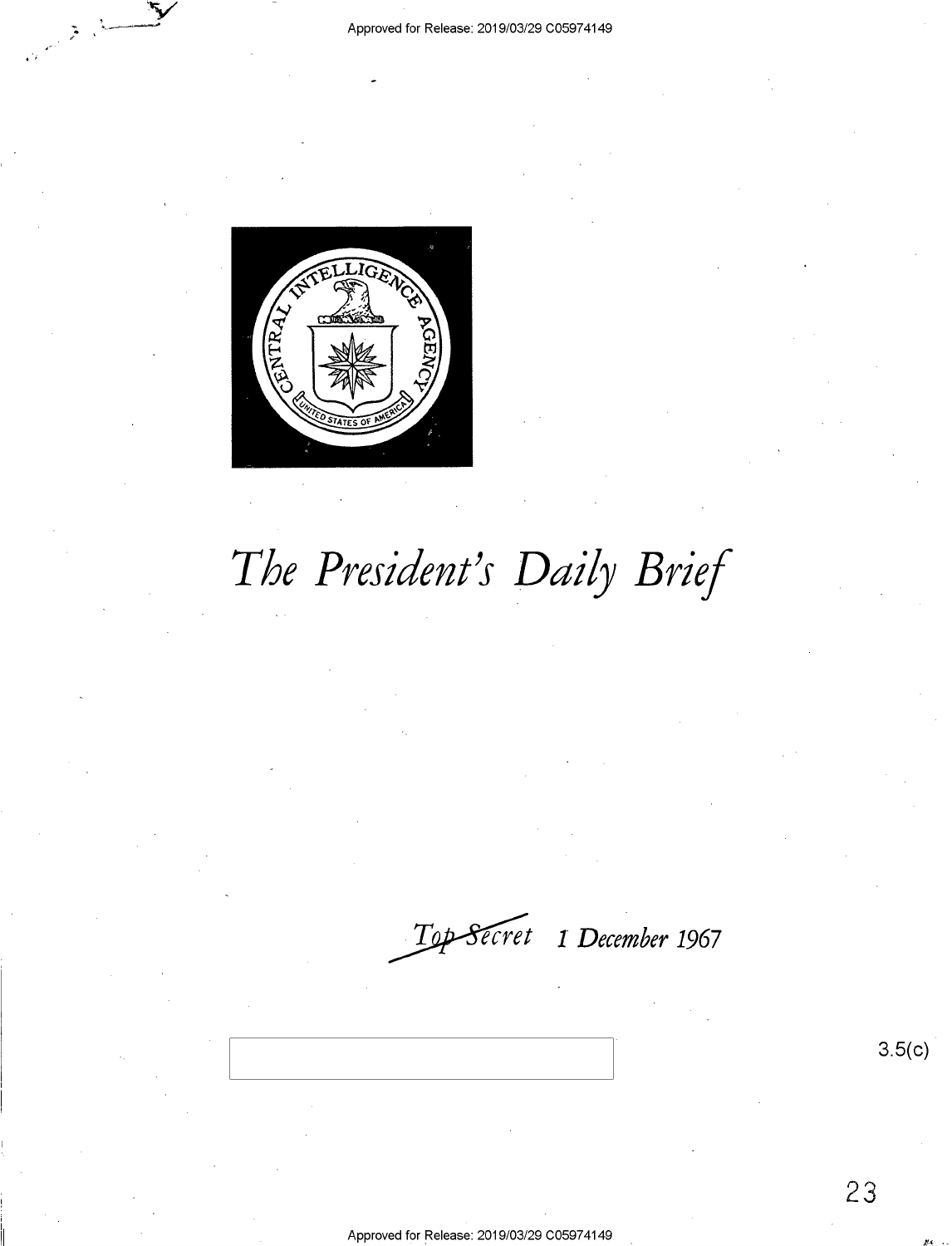Approved for Release: 2019/03/29 C05974149

# *The President's Daily Brief*

*Top Secret* 1 December 1967

3.5(c)

Approved for Release: 2019/03/29 C05974149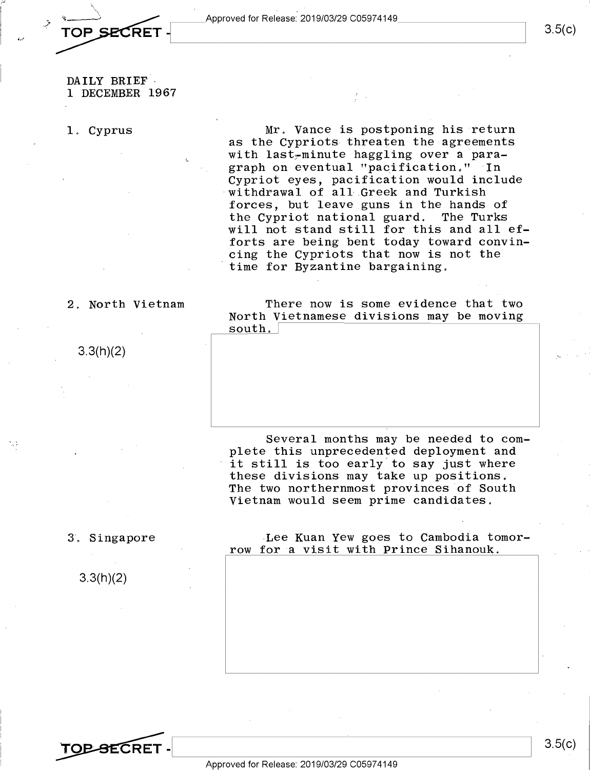DAILY BRIEF
1 DECEMBER 1967

1. Cyprus

Mr. Vance is postponing his return as the Cypriots threaten the agreements with last-minute haggling over a paragraph on eventual "pacification." In Cypriot eyes, pacification would include withdrawal of all Greek and Turkish forces, but leave guns in the hands of the Cypriot national guard. The Turks will not stand still for this and all efforts are being bent today toward convincing the Cypriots that now is not the time for Byzantine bargaining.

2. North Vietnam

There now is some evidence that two North Vietnamese divisions may be moving south.

3.3(h)(2)

Several months may be needed to complete this unprecedented deployment and it still is too early to say just where these divisions may take up positions. The two northernmost provinces of South Vietnam would seem prime candidates.

3. Singapore

Lee Kuan Yew goes to Cambodia tomorrow for a visit with Prince Sihanouk.

3.3(h)(2)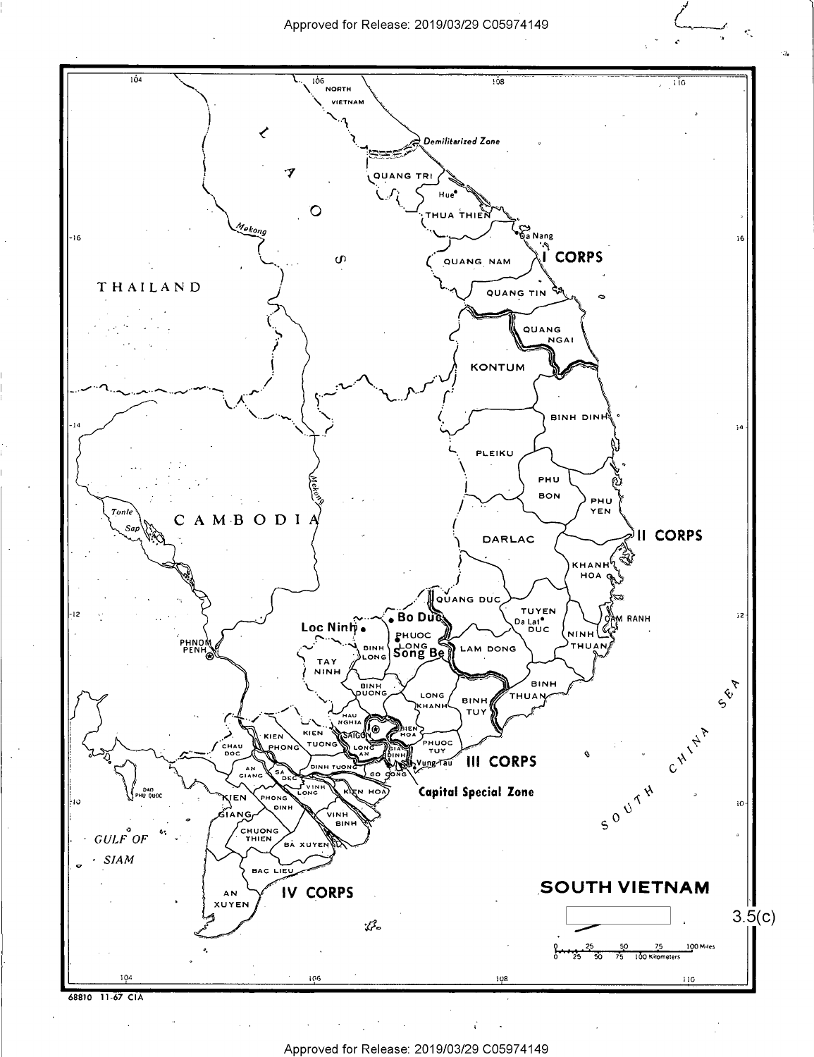**SOUTH VIETNAM**

3.5(c)

68810 11-67 CIA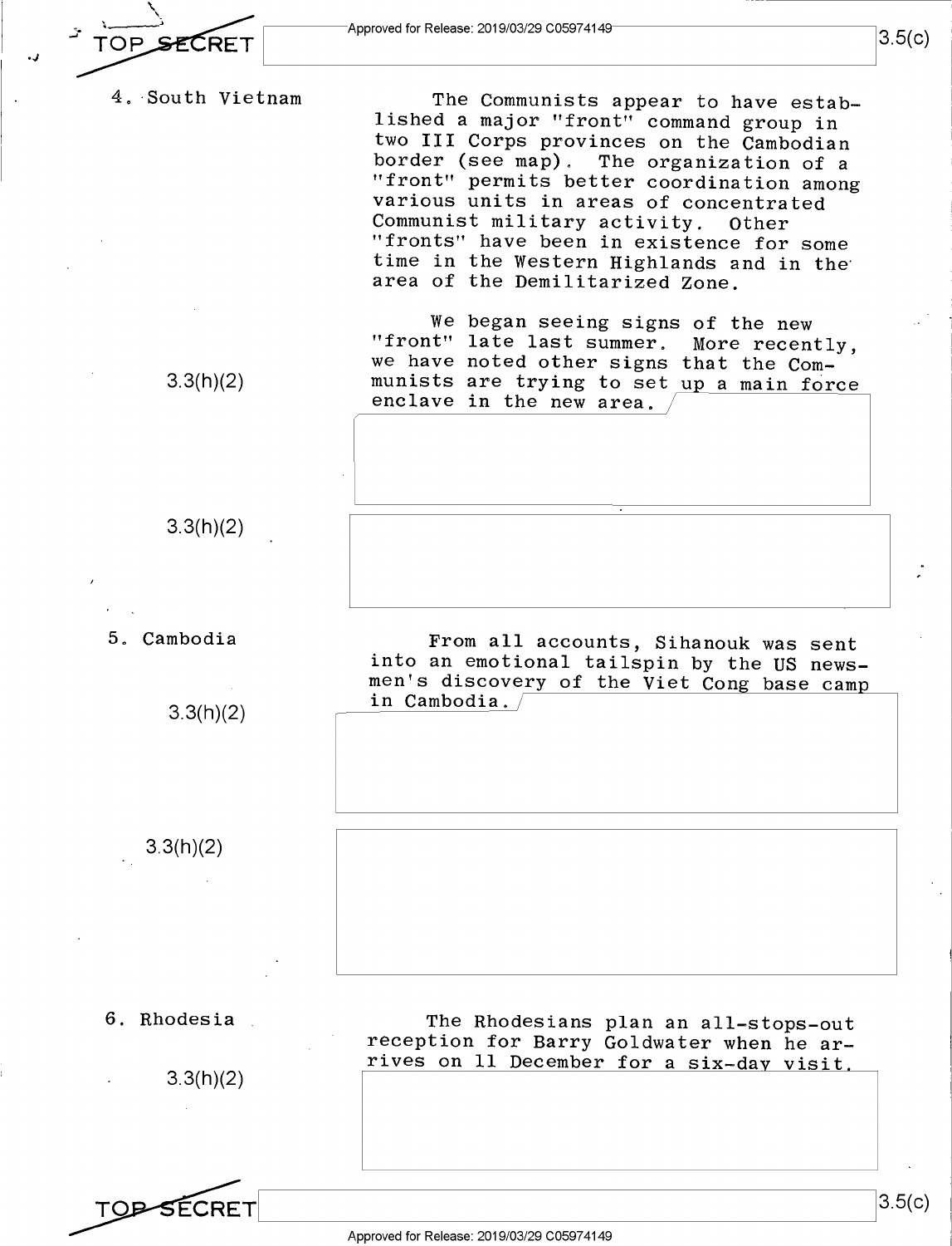TOP SECRET

3.5(c)

4. South Vietnam

The Communists appear to have established a major "front" command group in two III Corps provinces on the Cambodian border (see map). The organization of a "front" permits better coordination among various units in areas of concentrated Communist military activity. Other "fronts" have been in existence for some time in the Western Highlands and in the area of the Demilitarized Zone.

3.3(h)(2)

We began seeing signs of the new "front" late last summer. More recently, we have noted other signs that the Communists are trying to set up a main force enclave in the new area.

3.3(h)(2)

5. Cambodia

3.3(h)(2)

From all accounts, Sihanouk was sent into an emotional tailspin by the US newsmen's discovery of the Viet Cong base camp in Cambodia.

3.3(h)(2)

6. Rhodesia

3.3(h)(2)

The Rhodesians plan an all-stops-out reception for Barry Goldwater when he arrives on 11 December for a six-day visit.

TOP SECRET

3.5(c)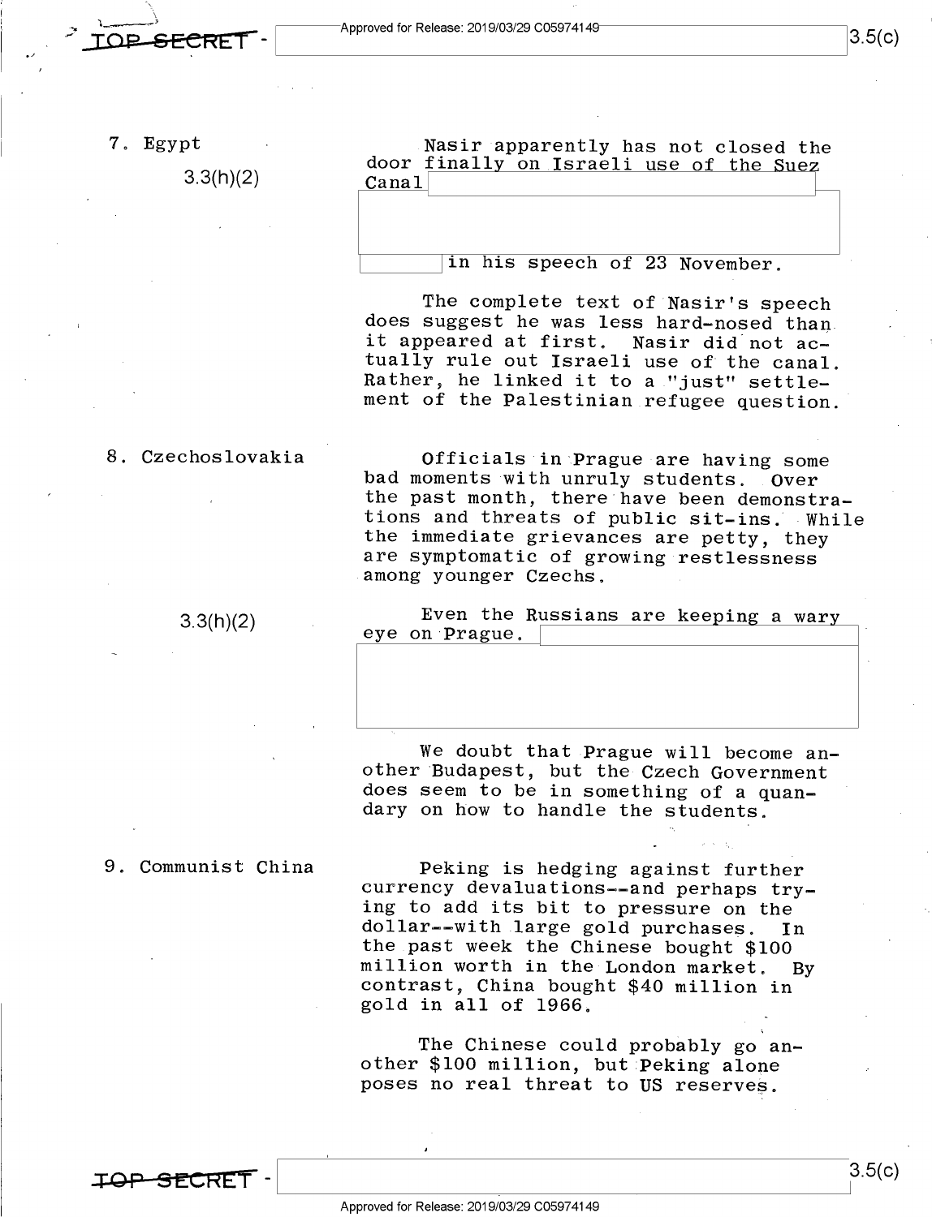7. Egypt

3.3(h)(2)

Nasir apparently has not closed the door finally on Israeli use of the Suez Canal

in his speech of 23 November.

The complete text of Nasir's speech does suggest he was less hard-nosed than it appeared at first. Nasir did not actually rule out Israeli use of the canal. Rather, he linked it to a "just" settlement of the Palestinian refugee question.

8. Czechoslovakia

Officials in Prague are having some bad moments with unruly students. Over the past month, there have been demonstrations and threats of public sit-ins. While the immediate grievances are petty, they are symptomatic of growing restlessness among younger Czechs.

3.3(h)(2)

Even the Russians are keeping a wary eye on Prague.

We doubt that Prague will become another Budapest, but the Czech Government does seem to be in something of a quandary on how to handle the students.

9. Communist China

Peking is hedging against further currency devaluations--and perhaps trying to add its bit to pressure on the dollar--with large gold purchases. In the past week the Chinese bought $100 million worth in the London market. By contrast, China bought $40 million in gold in all of 1966.

The Chinese could probably go another $100 million, but Peking alone poses no real threat to US reserves.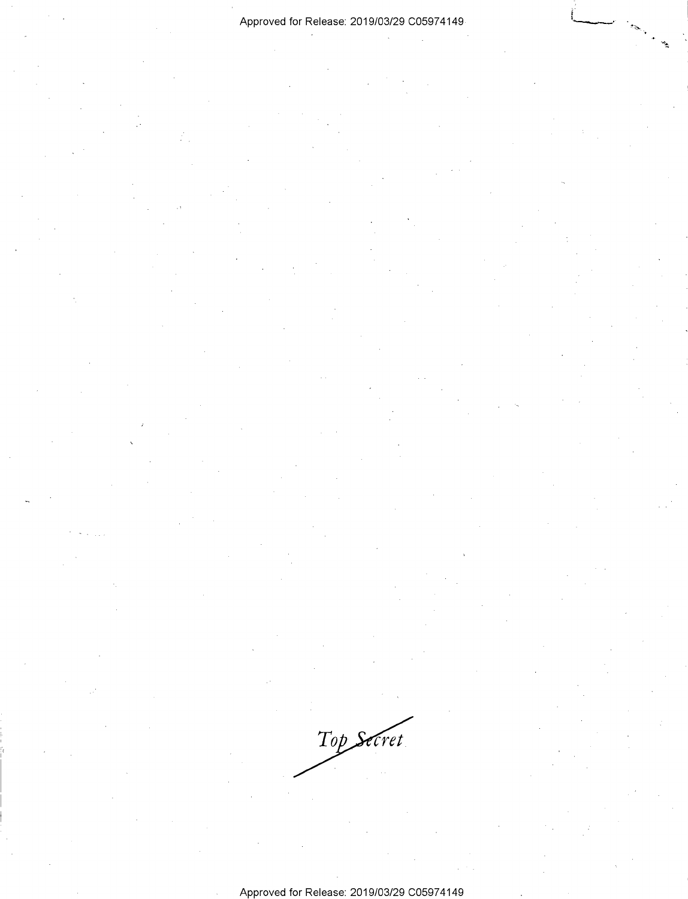Top Secret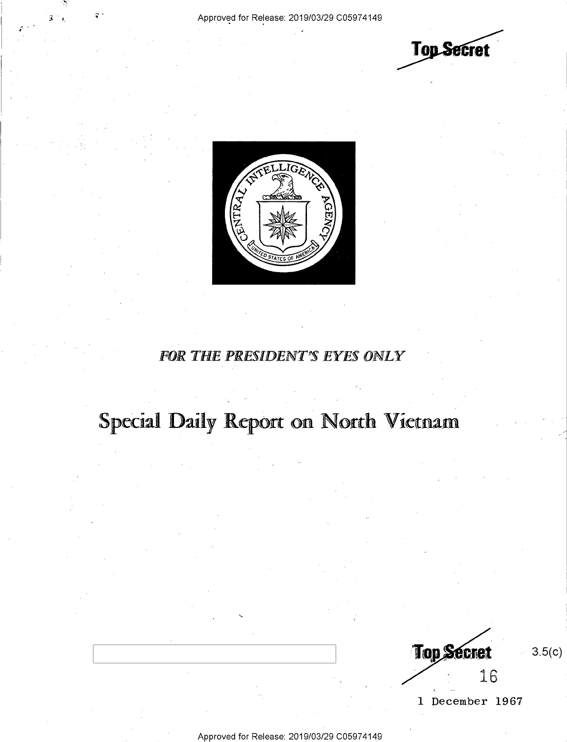Top Secret

FOR THE PRESIDENT'S EYES ONLY

# Special Daily Report on North Vietnam

Top Secret

3.5(c)

16

1 December 1967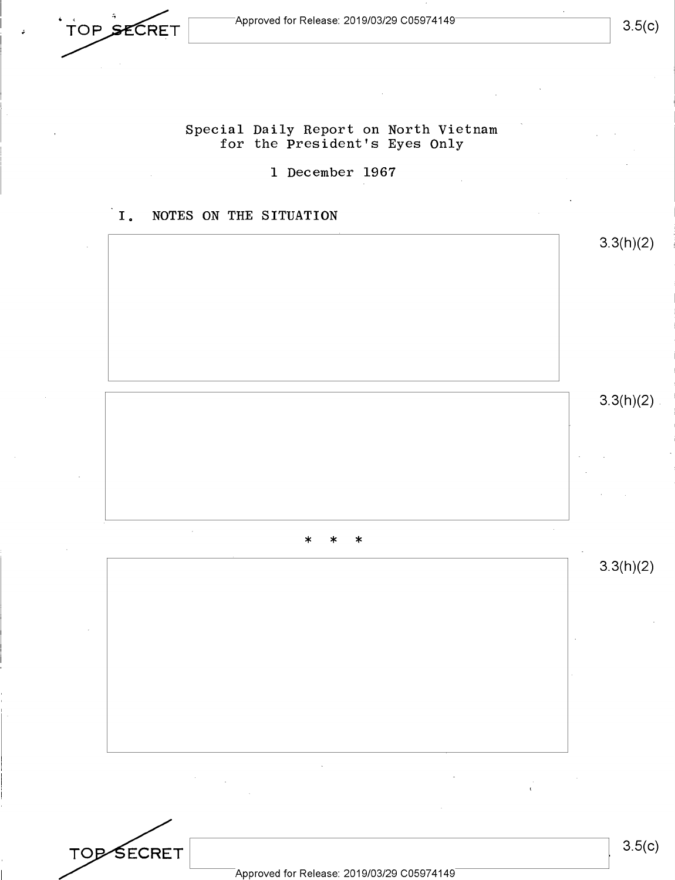TOP SECRET

3.5(c)

Special Daily Report on North Vietnam
for the President's Eyes Only

1 December 1967

## I. NOTES ON THE SITUATION

3.3(h)(2)

3.3(h)(2)

* * *

3.3(h)(2)

TOP SECRET

3.5(c)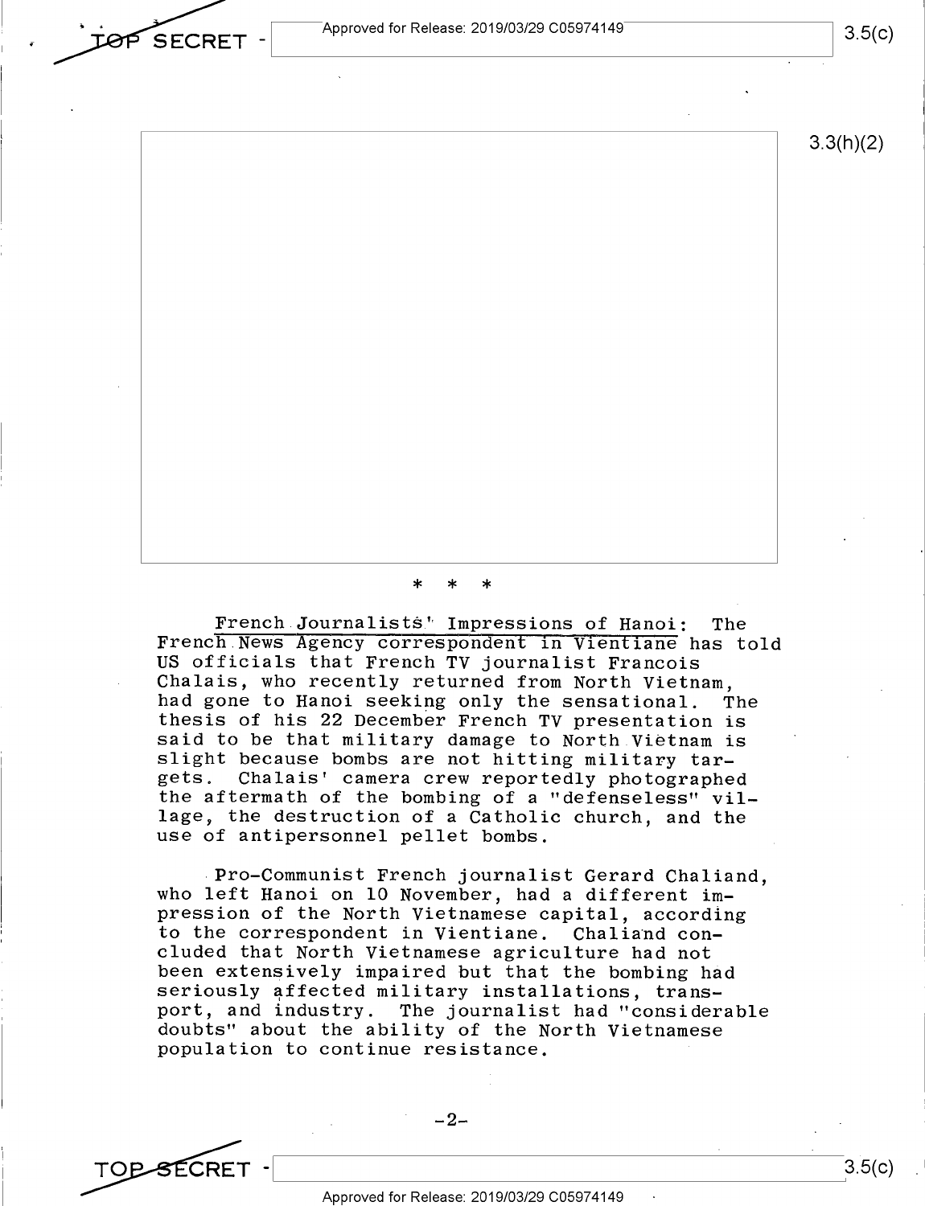\* \* \*

French Journalists' Impressions of Hanoi: The French News Agency correspondent in Vientiane has told US officials that French TV journalist Francois Chalais, who recently returned from North Vietnam, had gone to Hanoi seeking only the sensational. The thesis of his 22 December French TV presentation is said to be that military damage to North Vietnam is slight because bombs are not hitting military targets. Chalais' camera crew reportedly photographed the aftermath of the bombing of a "defenseless" village, the destruction of a Catholic church, and the use of antipersonnel pellet bombs.

Pro-Communist French journalist Gerard Chaliand, who left Hanoi on 10 November, had a different impression of the North Vietnamese capital, according to the correspondent in Vientiane. Chaliand concluded that North Vietnamese agriculture had not been extensively impaired but that the bombing had seriously affected military installations, transport, and industry. The journalist had "considerable doubts" about the ability of the North Vietnamese population to continue resistance.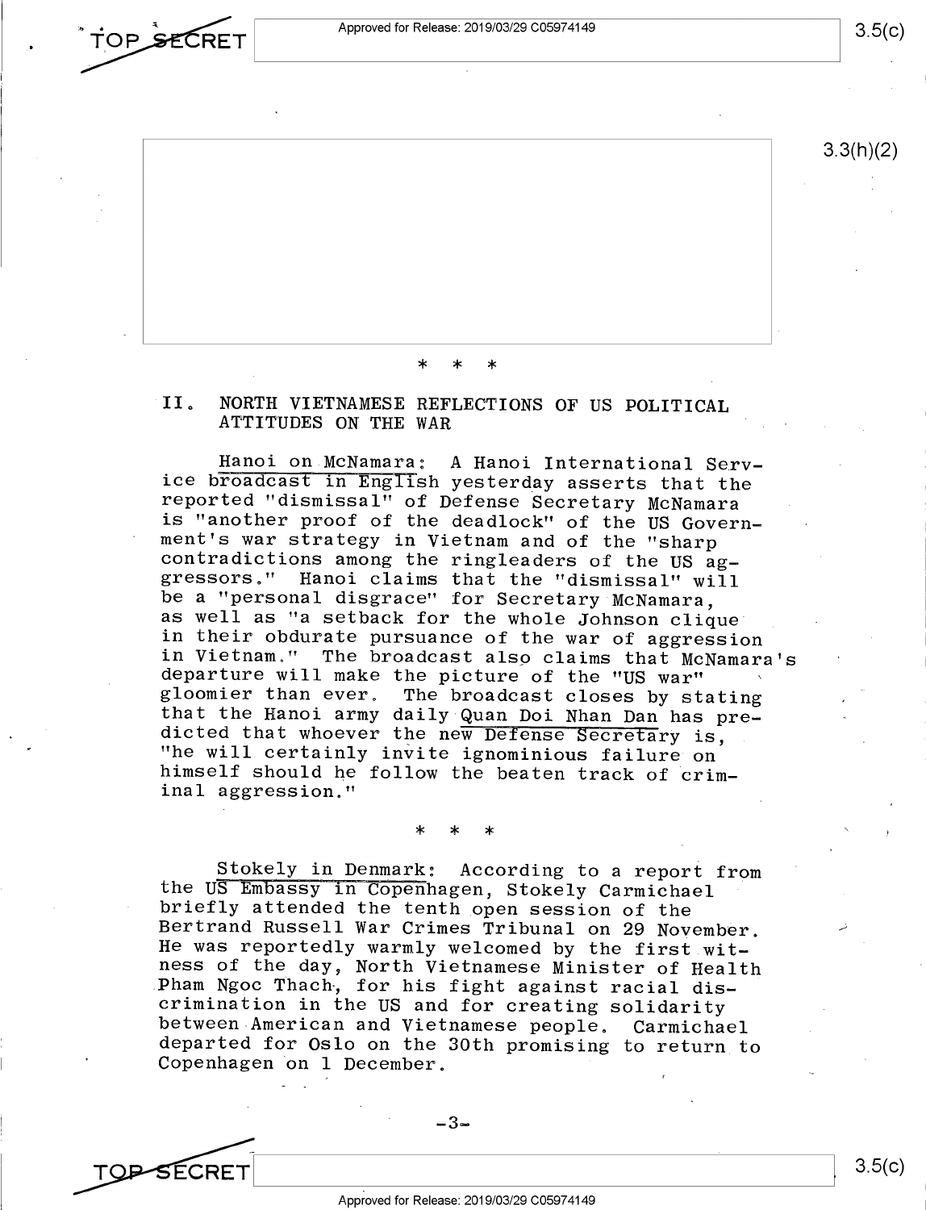\* \* \*

## II. NORTH VIETNAMESE REFLECTIONS OF US POLITICAL ATTITUDES ON THE WAR

Hanoi on McNamara: A Hanoi International Service broadcast in English yesterday asserts that the reported "dismissal" of Defense Secretary McNamara is "another proof of the deadlock" of the US Government's war strategy in Vietnam and of the "sharp contradictions among the ringleaders of the US aggressors." Hanoi claims that the "dismissal" will be a "personal disgrace" for Secretary McNamara, as well as "a setback for the whole Johnson clique in their obdurate pursuance of the war of aggression in Vietnam." The broadcast also claims that McNamara's departure will make the picture of the "US war" gloomier than ever. The broadcast closes by stating that the Hanoi army daily Quan Doi Nhan Dan has predicted that whoever the new Defense Secretary is, "he will certainly invite ignominious failure on himself should he follow the beaten track of criminal aggression."

\* \* \*

Stokely in Denmark: According to a report from the US Embassy in Copenhagen, Stokely Carmichael briefly attended the tenth open session of the Bertrand Russell War Crimes Tribunal on 29 November. He was reportedly warmly welcomed by the first witness of the day, North Vietnamese Minister of Health Pham Ngoc Thach, for his fight against racial discrimination in the US and for creating solidarity between American and Vietnamese people. Carmichael departed for Oslo on the 30th promising to return to Copenhagen on 1 December.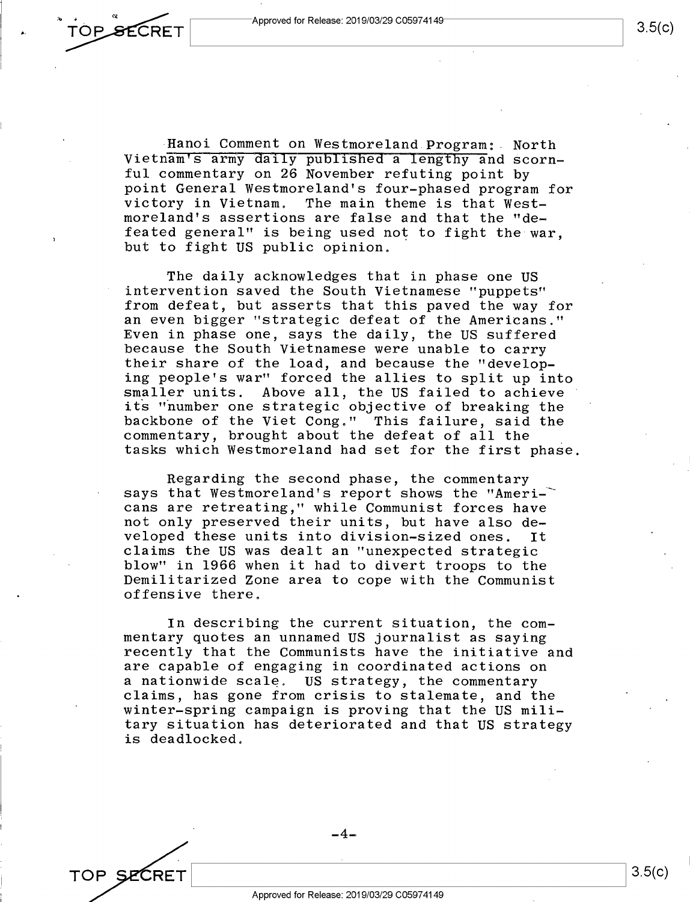Hanoi Comment on Westmoreland Program: North Vietnam's army daily published a lengthy and scornful commentary on 26 November refuting point by point General Westmoreland's four-phased program for victory in Vietnam. The main theme is that Westmoreland's assertions are false and that the "defeated general" is being used not to fight the war, but to fight US public opinion.

The daily acknowledges that in phase one US intervention saved the South Vietnamese "puppets" from defeat, but asserts that this paved the way for an even bigger "strategic defeat of the Americans." Even in phase one, says the daily, the US suffered because the South Vietnamese were unable to carry their share of the load, and because the "developing people's war" forced the allies to split up into smaller units. Above all, the US failed to achieve its "number one strategic objective of breaking the backbone of the Viet Cong." This failure, said the commentary, brought about the defeat of all the tasks which Westmoreland had set for the first phase.

Regarding the second phase, the commentary says that Westmoreland's report shows the "Americans are retreating," while Communist forces have not only preserved their units, but have also developed these units into division-sized ones. It claims the US was dealt an "unexpected strategic blow" in 1966 when it had to divert troops to the Demilitarized Zone area to cope with the Communist offensive there.

In describing the current situation, the commentary quotes an unnamed US journalist as saying recently that the Communists have the initiative and are capable of engaging in coordinated actions on a nationwide scale. US strategy, the commentary claims, has gone from crisis to stalemate, and the winter-spring campaign is proving that the US military situation has deteriorated and that US strategy is deadlocked.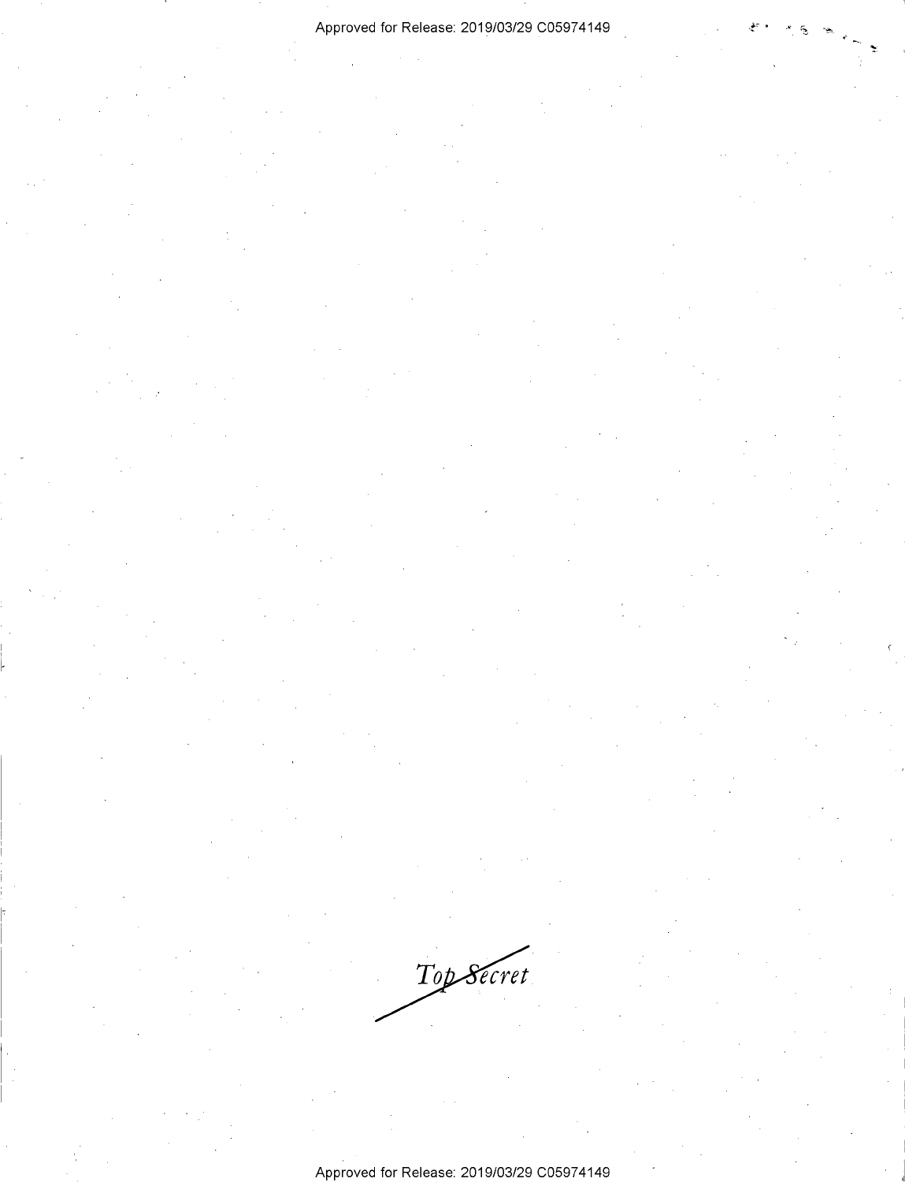Top Secret